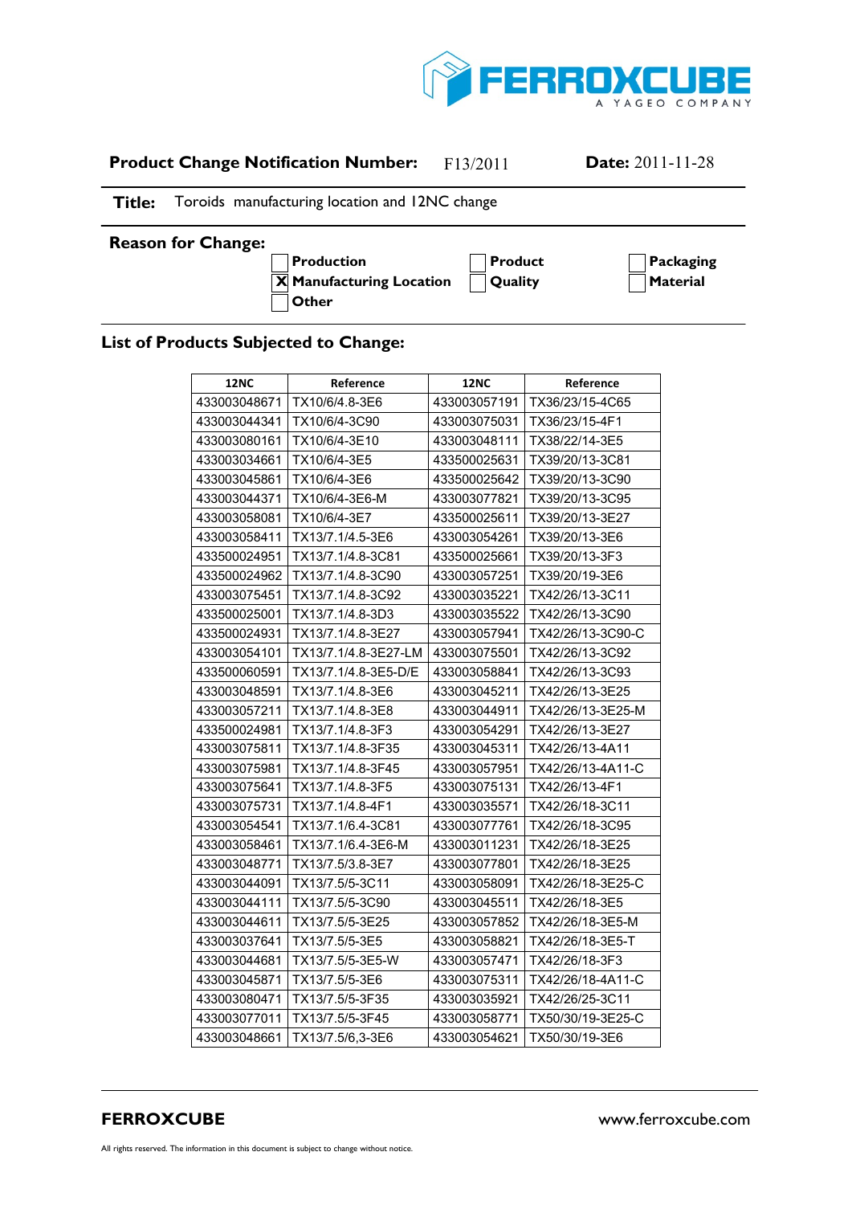**Product Change Notification Number:** F13/2011 **Date:** 2011-11-28

**Title:** Toroids manufacturing location and 12NC change

**Reason for Change:**

- [ ] Production
- [X] Manufacturing Location
- [ ] Other
- [ ] Product
- [ ] Quality
- [ ] Packaging
- [ ] Material

## List of Products Subjected to Change:

| 12NC | Reference | 12NC | Reference |
|---|---|---|---|
| 433003048671 | TX10/6/4.8-3E6 | 433003057191 | TX36/23/15-4C65 |
| 433003044341 | TX10/6/4-3C90 | 433003075031 | TX36/23/15-4F1 |
| 433003080161 | TX10/6/4-3E10 | 433003048111 | TX38/22/14-3E5 |
| 433003034661 | TX10/6/4-3E5 | 433500025631 | TX39/20/13-3C81 |
| 433003045861 | TX10/6/4-3E6 | 433500025642 | TX39/20/13-3C90 |
| 433003044371 | TX10/6/4-3E6-M | 433003077821 | TX39/20/13-3C95 |
| 433003058081 | TX10/6/4-3E7 | 433500025611 | TX39/20/13-3E27 |
| 433003058411 | TX13/7.1/4.5-3E6 | 433003054261 | TX39/20/13-3E6 |
| 433500024951 | TX13/7.1/4.8-3C81 | 433500025661 | TX39/20/13-3F3 |
| 433500024962 | TX13/7.1/4.8-3C90 | 433003057251 | TX39/20/19-3E6 |
| 433003075451 | TX13/7.1/4.8-3C92 | 433003035221 | TX42/26/13-3C11 |
| 433500025001 | TX13/7.1/4.8-3D3 | 433003035522 | TX42/26/13-3C90 |
| 433500024931 | TX13/7.1/4.8-3E27 | 433003057941 | TX42/26/13-3C90-C |
| 433003054101 | TX13/7.1/4.8-3E27-LM | 433003075501 | TX42/26/13-3C92 |
| 433500060591 | TX13/7.1/4.8-3E5-D/E | 433003058841 | TX42/26/13-3C93 |
| 433003048591 | TX13/7.1/4.8-3E6 | 433003045211 | TX42/26/13-3E25 |
| 433003057211 | TX13/7.1/4.8-3E8 | 433003044911 | TX42/26/13-3E25-M |
| 433500024981 | TX13/7.1/4.8-3F3 | 433003054291 | TX42/26/13-3E27 |
| 433003075811 | TX13/7.1/4.8-3F35 | 433003045311 | TX42/26/13-4A11 |
| 433003075981 | TX13/7.1/4.8-3F45 | 433003057951 | TX42/26/13-4A11-C |
| 433003075641 | TX13/7.1/4.8-3F5 | 433003075131 | TX42/26/13-4F1 |
| 433003075731 | TX13/7.1/4.8-4F1 | 433003035571 | TX42/26/18-3C11 |
| 433003054541 | TX13/7.1/6.4-3C81 | 433003077761 | TX42/26/18-3C95 |
| 433003058461 | TX13/7.1/6.4-3E6-M | 433003011231 | TX42/26/18-3E25 |
| 433003048771 | TX13/7.5/3.8-3E7 | 433003077801 | TX42/26/18-3E25 |
| 433003044091 | TX13/7.5/5-3C11 | 433003058091 | TX42/26/18-3E25-C |
| 433003044111 | TX13/7.5/5-3C90 | 433003045511 | TX42/26/18-3E5 |
| 433003044611 | TX13/7.5/5-3E25 | 433003057852 | TX42/26/18-3E5-M |
| 433003037641 | TX13/7.5/5-3E5 | 433003058821 | TX42/26/18-3E5-T |
| 433003044681 | TX13/7.5/5-3E5-W | 433003057471 | TX42/26/18-3F3 |
| 433003045871 | TX13/7.5/5-3E6 | 433003075311 | TX42/26/18-4A11-C |
| 433003080471 | TX13/7.5/5-3F35 | 433003035921 | TX42/26/25-3C11 |
| 433003077011 | TX13/7.5/5-3F45 | 433003058771 | TX50/30/19-3E25-C |
| 433003048661 | TX13/7.5/6,3-3E6 | 433003054621 | TX50/30/19-3E6 |

**FERROXCUBE** www.ferroxcube.com

All rights reserved. The information in this document is subject to change without notice.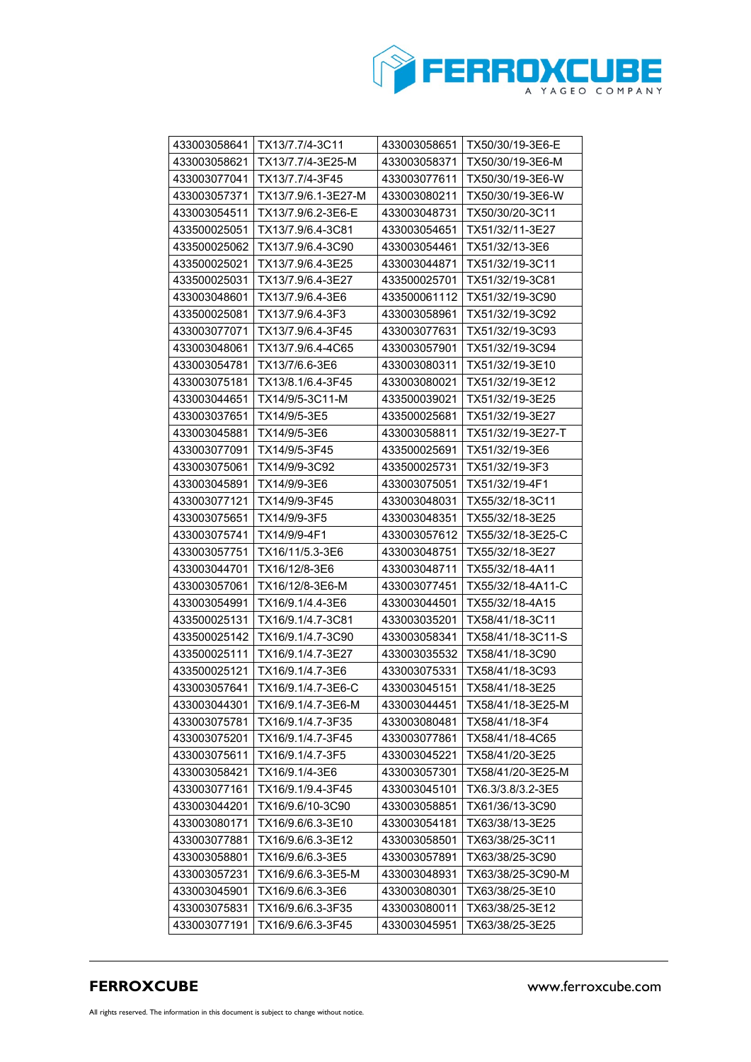| 433003058641 | TX13/7.7/4-3C11 | 433003058651 | TX50/30/19-3E6-E |
|---|---|---|---|
| 433003058621 | TX13/7.7/4-3E25-M | 433003058371 | TX50/30/19-3E6-M |
| 433003077041 | TX13/7.7/4-3F45 | 433003077611 | TX50/30/19-3E6-W |
| 433003057371 | TX13/7.9/6.1-3E27-M | 433003080211 | TX50/30/19-3E6-W |
| 433003054511 | TX13/7.9/6.2-3E6-E | 433003048731 | TX50/30/20-3C11 |
| 433500025051 | TX13/7.9/6.4-3C81 | 433003054651 | TX51/32/11-3E27 |
| 433500025062 | TX13/7.9/6.4-3C90 | 433003054461 | TX51/32/13-3E6 |
| 433500025021 | TX13/7.9/6.4-3E25 | 433003044871 | TX51/32/19-3C11 |
| 433500025031 | TX13/7.9/6.4-3E27 | 433500025701 | TX51/32/19-3C81 |
| 433003048601 | TX13/7.9/6.4-3E6 | 433500061112 | TX51/32/19-3C90 |
| 433500025081 | TX13/7.9/6.4-3F3 | 433003058961 | TX51/32/19-3C92 |
| 433003077071 | TX13/7.9/6.4-3F45 | 433003077631 | TX51/32/19-3C93 |
| 433003048061 | TX13/7.9/6.4-4C65 | 433003057901 | TX51/32/19-3C94 |
| 433003054781 | TX13/7/6.6-3E6 | 433003080311 | TX51/32/19-3E10 |
| 433003075181 | TX13/8.1/6.4-3F45 | 433003080021 | TX51/32/19-3E12 |
| 433003044651 | TX14/9/5-3C11-M | 433500039021 | TX51/32/19-3E25 |
| 433003037651 | TX14/9/5-3E5 | 433500025681 | TX51/32/19-3E27 |
| 433003045881 | TX14/9/5-3E6 | 433003058811 | TX51/32/19-3E27-T |
| 433003077091 | TX14/9/5-3F45 | 433500025691 | TX51/32/19-3E6 |
| 433003075061 | TX14/9/9-3C92 | 433500025731 | TX51/32/19-3F3 |
| 433003045891 | TX14/9/9-3E6 | 433003075051 | TX51/32/19-4F1 |
| 433003077121 | TX14/9/9-3F45 | 433003048031 | TX55/32/18-3C11 |
| 433003075651 | TX14/9/9-3F5 | 433003048351 | TX55/32/18-3E25 |
| 433003075741 | TX14/9/9-4F1 | 433003057612 | TX55/32/18-3E25-C |
| 433003057751 | TX16/11/5.3-3E6 | 433003048751 | TX55/32/18-3E27 |
| 433003044701 | TX16/12/8-3E6 | 433003048711 | TX55/32/18-4A11 |
| 433003057061 | TX16/12/8-3E6-M | 433003077451 | TX55/32/18-4A11-C |
| 433003054991 | TX16/9.1/4.4-3E6 | 433003044501 | TX55/32/18-4A15 |
| 433500025131 | TX16/9.1/4.7-3C81 | 433003035201 | TX58/41/18-3C11 |
| 433500025142 | TX16/9.1/4.7-3C90 | 433003058341 | TX58/41/18-3C11-S |
| 433500025111 | TX16/9.1/4.7-3E27 | 433003035532 | TX58/41/18-3C90 |
| 433500025121 | TX16/9.1/4.7-3E6 | 433003075331 | TX58/41/18-3C93 |
| 433003057641 | TX16/9.1/4.7-3E6-C | 433003045151 | TX58/41/18-3E25 |
| 433003044301 | TX16/9.1/4.7-3E6-M | 433003044451 | TX58/41/18-3E25-M |
| 433003075781 | TX16/9.1/4.7-3F35 | 433003080481 | TX58/41/18-3F4 |
| 433003075201 | TX16/9.1/4.7-3F45 | 433003077861 | TX58/41/18-4C65 |
| 433003075611 | TX16/9.1/4.7-3F5 | 433003045221 | TX58/41/20-3E25 |
| 433003058421 | TX16/9.1/4-3E6 | 433003057301 | TX58/41/20-3E25-M |
| 433003077161 | TX16/9.1/9.4-3F45 | 433003045101 | TX6.3/3.8/3.2-3E5 |
| 433003044201 | TX16/9.6/10-3C90 | 433003058851 | TX61/36/13-3C90 |
| 433003080171 | TX16/9.6/6.3-3E10 | 433003054181 | TX63/38/13-3E25 |
| 433003077881 | TX16/9.6/6.3-3E12 | 433003058501 | TX63/38/25-3C11 |
| 433003058801 | TX16/9.6/6.3-3E5 | 433003057891 | TX63/38/25-3C90 |
| 433003057231 | TX16/9.6/6.3-3E5-M | 433003048931 | TX63/38/25-3C90-M |
| 433003045901 | TX16/9.6/6.3-3E6 | 433003080301 | TX63/38/25-3E10 |
| 433003075831 | TX16/9.6/6.3-3F35 | 433003080011 | TX63/38/25-3E12 |
| 433003077191 | TX16/9.6/6.3-3F45 | 433003045951 | TX63/38/25-3E25 |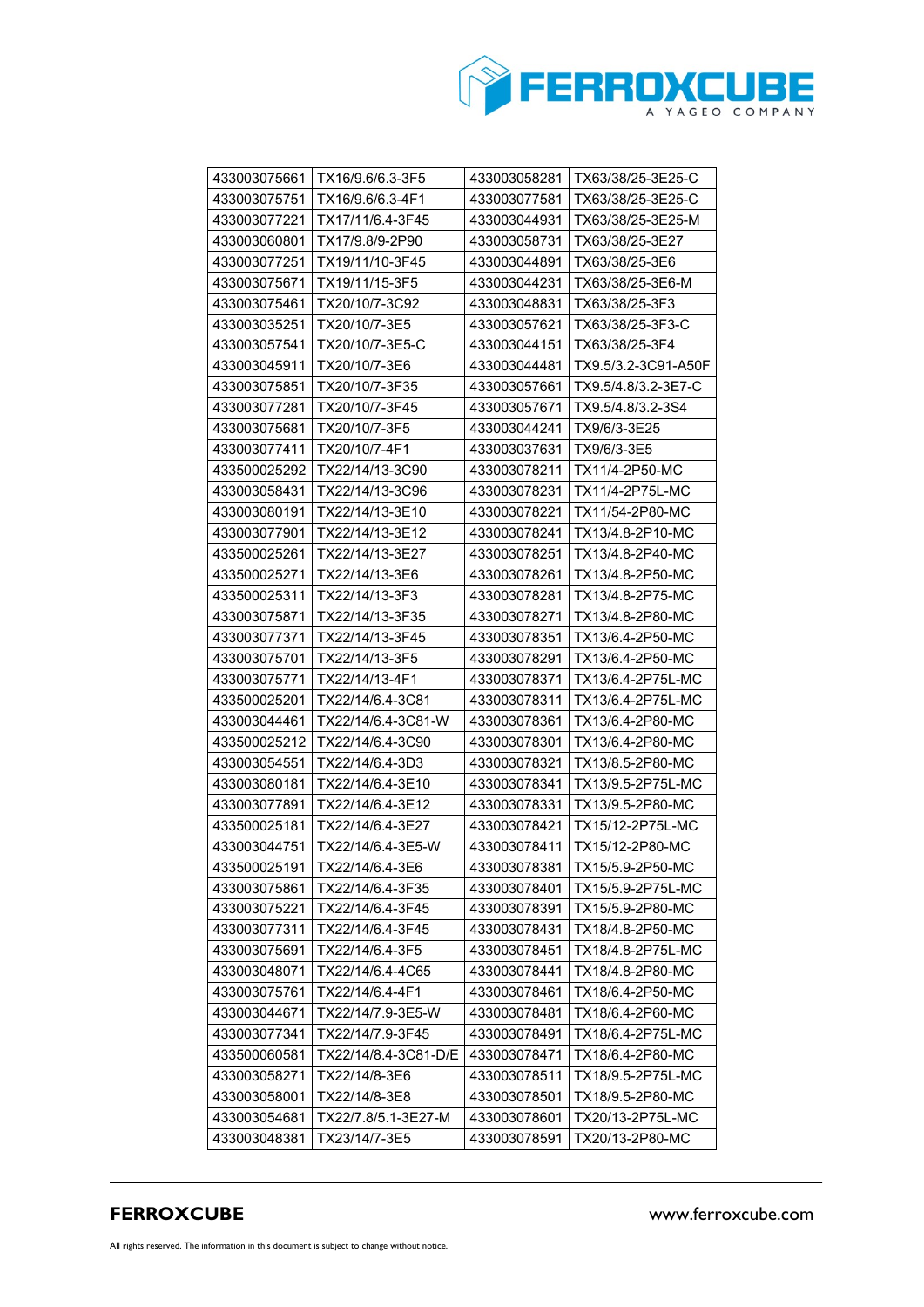| 433003075661 | TX16/9.6/6.3-3F5 | 433003058281 | TX63/38/25-3E25-C |
|---|---|---|---|
| 433003075751 | TX16/9.6/6.3-4F1 | 433003077581 | TX63/38/25-3E25-C |
| 433003077221 | TX17/11/6.4-3F45 | 433003044931 | TX63/38/25-3E25-M |
| 433003060801 | TX17/9.8/9-2P90 | 433003058731 | TX63/38/25-3E27 |
| 433003077251 | TX19/11/10-3F45 | 433003044891 | TX63/38/25-3E6 |
| 433003075671 | TX19/11/15-3F5 | 433003044231 | TX63/38/25-3E6-M |
| 433003075461 | TX20/10/7-3C92 | 433003048831 | TX63/38/25-3F3 |
| 433003035251 | TX20/10/7-3E5 | 433003057621 | TX63/38/25-3F3-C |
| 433003057541 | TX20/10/7-3E5-C | 433003044151 | TX63/38/25-3F4 |
| 433003045911 | TX20/10/7-3E6 | 433003044481 | TX9.5/3.2-3C91-A50F |
| 433003075851 | TX20/10/7-3F35 | 433003057661 | TX9.5/4.8/3.2-3E7-C |
| 433003077281 | TX20/10/7-3F45 | 433003057671 | TX9.5/4.8/3.2-3S4 |
| 433003075681 | TX20/10/7-3F5 | 433003044241 | TX9/6/3-3E25 |
| 433003077411 | TX20/10/7-4F1 | 433003037631 | TX9/6/3-3E5 |
| 433500025292 | TX22/14/13-3C90 | 433003078211 | TX11/4-2P50-MC |
| 433003058431 | TX22/14/13-3C96 | 433003078231 | TX11/4-2P75L-MC |
| 433003080191 | TX22/14/13-3E10 | 433003078221 | TX11/54-2P80-MC |
| 433003077901 | TX22/14/13-3E12 | 433003078241 | TX13/4.8-2P10-MC |
| 433500025261 | TX22/14/13-3E27 | 433003078251 | TX13/4.8-2P40-MC |
| 433500025271 | TX22/14/13-3E6 | 433003078261 | TX13/4.8-2P50-MC |
| 433500025311 | TX22/14/13-3F3 | 433003078281 | TX13/4.8-2P75-MC |
| 433003075871 | TX22/14/13-3F35 | 433003078271 | TX13/4.8-2P80-MC |
| 433003077371 | TX22/14/13-3F45 | 433003078351 | TX13/6.4-2P50-MC |
| 433003075701 | TX22/14/13-3F5 | 433003078291 | TX13/6.4-2P50-MC |
| 433003075771 | TX22/14/13-4F1 | 433003078371 | TX13/6.4-2P75L-MC |
| 433500025201 | TX22/14/6.4-3C81 | 433003078311 | TX13/6.4-2P75L-MC |
| 433003044461 | TX22/14/6.4-3C81-W | 433003078361 | TX13/6.4-2P80-MC |
| 433500025212 | TX22/14/6.4-3C90 | 433003078301 | TX13/6.4-2P80-MC |
| 433003054551 | TX22/14/6.4-3D3 | 433003078321 | TX13/8.5-2P80-MC |
| 433003080181 | TX22/14/6.4-3E10 | 433003078341 | TX13/9.5-2P75L-MC |
| 433003077891 | TX22/14/6.4-3E12 | 433003078331 | TX13/9.5-2P80-MC |
| 433500025181 | TX22/14/6.4-3E27 | 433003078421 | TX15/12-2P75L-MC |
| 433003044751 | TX22/14/6.4-3E5-W | 433003078411 | TX15/12-2P80-MC |
| 433500025191 | TX22/14/6.4-3E6 | 433003078381 | TX15/5.9-2P50-MC |
| 433003075861 | TX22/14/6.4-3F35 | 433003078401 | TX15/5.9-2P75L-MC |
| 433003075221 | TX22/14/6.4-3F45 | 433003078391 | TX15/5.9-2P80-MC |
| 433003077311 | TX22/14/6.4-3F45 | 433003078431 | TX18/4.8-2P50-MC |
| 433003075691 | TX22/14/6.4-3F5 | 433003078451 | TX18/4.8-2P75L-MC |
| 433003048071 | TX22/14/6.4-4C65 | 433003078441 | TX18/4.8-2P80-MC |
| 433003075761 | TX22/14/6.4-4F1 | 433003078461 | TX18/6.4-2P50-MC |
| 433003044671 | TX22/14/7.9-3E5-W | 433003078481 | TX18/6.4-2P60-MC |
| 433003077341 | TX22/14/7.9-3F45 | 433003078491 | TX18/6.4-2P75L-MC |
| 433500060581 | TX22/14/8.4-3C81-D/E | 433003078471 | TX18/6.4-2P80-MC |
| 433003058271 | TX22/14/8-3E6 | 433003078511 | TX18/9.5-2P75L-MC |
| 433003058001 | TX22/14/8-3E8 | 433003078501 | TX18/9.5-2P80-MC |
| 433003054681 | TX22/7.8/5.1-3E27-M | 433003078601 | TX20/13-2P75L-MC |
| 433003048381 | TX23/14/7-3E5 | 433003078591 | TX20/13-2P80-MC |

All rights reserved. The information in this document is subject to change without notice.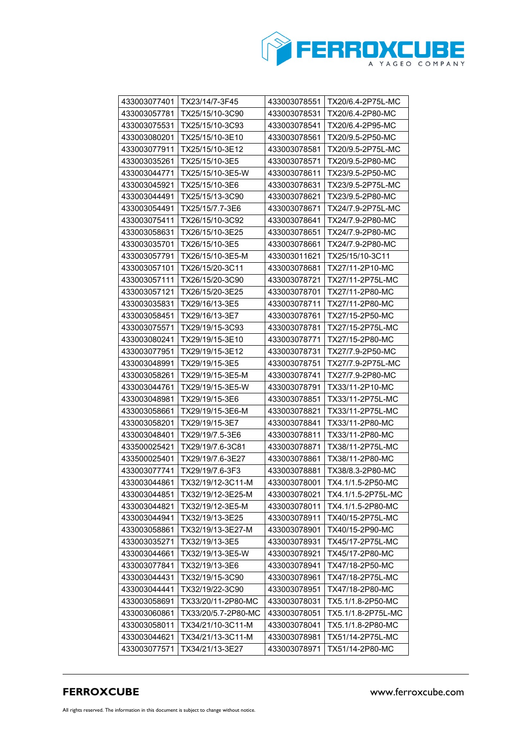| 433003077401 | TX23/14/7-3F45 | 433003078551 | TX20/6.4-2P75L-MC |
|---|---|---|---|
| 433003057781 | TX25/15/10-3C90 | 433003078531 | TX20/6.4-2P80-MC |
| 433003075531 | TX25/15/10-3C93 | 433003078541 | TX20/6.4-2P95-MC |
| 433003080201 | TX25/15/10-3E10 | 433003078561 | TX20/9.5-2P50-MC |
| 433003077911 | TX25/15/10-3E12 | 433003078581 | TX20/9.5-2P75L-MC |
| 433003035261 | TX25/15/10-3E5 | 433003078571 | TX20/9.5-2P80-MC |
| 433003044771 | TX25/15/10-3E5-W | 433003078611 | TX23/9.5-2P50-MC |
| 433003045921 | TX25/15/10-3E6 | 433003078631 | TX23/9.5-2P75L-MC |
| 433003044491 | TX25/15/13-3C90 | 433003078621 | TX23/9.5-2P80-MC |
| 433003054491 | TX25/15/7.7-3E6 | 433003078671 | TX24/7.9-2P75L-MC |
| 433003075411 | TX26/15/10-3C92 | 433003078641 | TX24/7.9-2P80-MC |
| 433003058631 | TX26/15/10-3E25 | 433003078651 | TX24/7.9-2P80-MC |
| 433003035701 | TX26/15/10-3E5 | 433003078661 | TX24/7.9-2P80-MC |
| 433003057791 | TX26/15/10-3E5-M | 433003011621 | TX25/15/10-3C11 |
| 433003057101 | TX26/15/20-3C11 | 433003078681 | TX27/11-2P10-MC |
| 433003057111 | TX26/15/20-3C90 | 433003078721 | TX27/11-2P75L-MC |
| 433003057121 | TX26/15/20-3E25 | 433003078701 | TX27/11-2P80-MC |
| 433003035831 | TX29/16/13-3E5 | 433003078711 | TX27/11-2P80-MC |
| 433003058451 | TX29/16/13-3E7 | 433003078761 | TX27/15-2P50-MC |
| 433003075571 | TX29/19/15-3C93 | 433003078781 | TX27/15-2P75L-MC |
| 433003080241 | TX29/19/15-3E10 | 433003078771 | TX27/15-2P80-MC |
| 433003077951 | TX29/19/15-3E12 | 433003078731 | TX27/7.9-2P50-MC |
| 433003048991 | TX29/19/15-3E5 | 433003078751 | TX27/7.9-2P75L-MC |
| 433003058261 | TX29/19/15-3E5-M | 433003078741 | TX27/7.9-2P80-MC |
| 433003044761 | TX29/19/15-3E5-W | 433003078791 | TX33/11-2P10-MC |
| 433003048981 | TX29/19/15-3E6 | 433003078851 | TX33/11-2P75L-MC |
| 433003058661 | TX29/19/15-3E6-M | 433003078821 | TX33/11-2P75L-MC |
| 433003058201 | TX29/19/15-3E7 | 433003078841 | TX33/11-2P80-MC |
| 433003048401 | TX29/19/7.5-3E6 | 433003078811 | TX33/11-2P80-MC |
| 433500025421 | TX29/19/7.6-3C81 | 433003078871 | TX38/11-2P75L-MC |
| 433500025401 | TX29/19/7.6-3E27 | 433003078861 | TX38/11-2P80-MC |
| 433003077741 | TX29/19/7.6-3F3 | 433003078881 | TX38/8.3-2P80-MC |
| 433003044861 | TX32/19/12-3C11-M | 433003078001 | TX4.1/1.5-2P50-MC |
| 433003044851 | TX32/19/12-3E25-M | 433003078021 | TX4.1/1.5-2P75L-MC |
| 433003044821 | TX32/19/12-3E5-M | 433003078011 | TX4.1/1.5-2P80-MC |
| 433003044941 | TX32/19/13-3E25 | 433003078911 | TX40/15-2P75L-MC |
| 433003058861 | TX32/19/13-3E27-M | 433003078901 | TX40/15-2P90-MC |
| 433003035271 | TX32/19/13-3E5 | 433003078931 | TX45/17-2P75L-MC |
| 433003044661 | TX32/19/13-3E5-W | 433003078921 | TX45/17-2P80-MC |
| 433003077841 | TX32/19/13-3E6 | 433003078941 | TX47/18-2P50-MC |
| 433003044431 | TX32/19/15-3C90 | 433003078961 | TX47/18-2P75L-MC |
| 433003044441 | TX32/19/22-3C90 | 433003078951 | TX47/18-2P80-MC |
| 433003058691 | TX33/20/11-2P80-MC | 433003078031 | TX5.1/1.8-2P50-MC |
| 433003060861 | TX33/20/5.7-2P80-MC | 433003078051 | TX5.1/1.8-2P75L-MC |
| 433003058011 | TX34/21/10-3C11-M | 433003078041 | TX5.1/1.8-2P80-MC |
| 433003044621 | TX34/21/13-3C11-M | 433003078981 | TX51/14-2P75L-MC |
| 433003077571 | TX34/21/13-3E27 | 433003078971 | TX51/14-2P80-MC |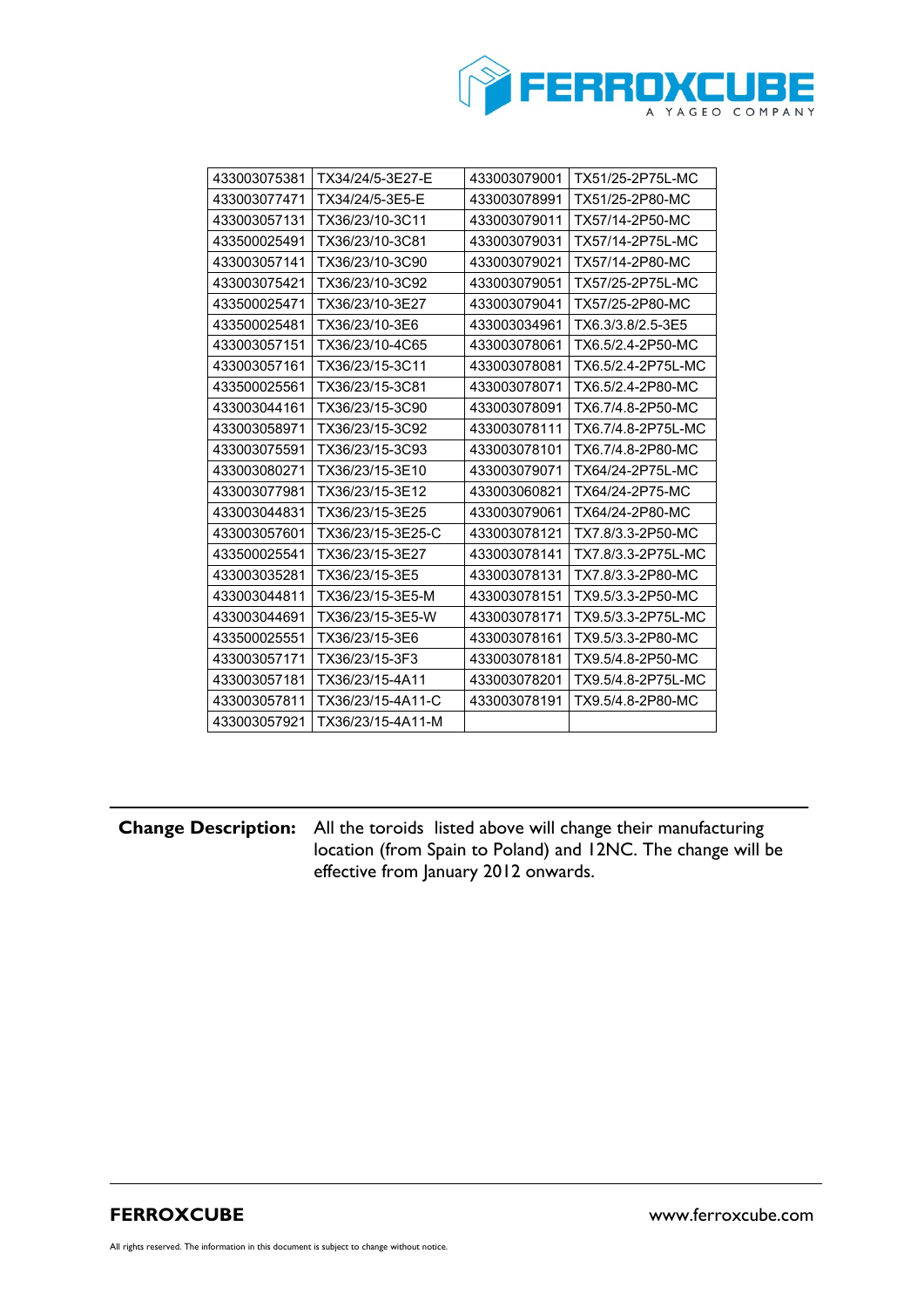| | | | |
|---|---|---|---|
| 433003075381 | TX34/24/5-3E27-E | 433003079001 | TX51/25-2P75L-MC |
| 433003077471 | TX34/24/5-3E5-E | 433003078991 | TX51/25-2P80-MC |
| 433003057131 | TX36/23/10-3C11 | 433003079011 | TX57/14-2P50-MC |
| 433500025491 | TX36/23/10-3C81 | 433003079031 | TX57/14-2P75L-MC |
| 433003057141 | TX36/23/10-3C90 | 433003079021 | TX57/14-2P80-MC |
| 433003075421 | TX36/23/10-3C92 | 433003079051 | TX57/25-2P75L-MC |
| 433500025471 | TX36/23/10-3E27 | 433003079041 | TX57/25-2P80-MC |
| 433500025481 | TX36/23/10-3E6 | 433003034961 | TX6.3/3.8/2.5-3E5 |
| 433003057151 | TX36/23/10-4C65 | 433003078061 | TX6.5/2.4-2P50-MC |
| 433003057161 | TX36/23/15-3C11 | 433003078081 | TX6.5/2.4-2P75L-MC |
| 433500025561 | TX36/23/15-3C81 | 433003078071 | TX6.5/2.4-2P80-MC |
| 433003044161 | TX36/23/15-3C90 | 433003078091 | TX6.7/4.8-2P50-MC |
| 433003058971 | TX36/23/15-3C92 | 433003078111 | TX6.7/4.8-2P75L-MC |
| 433003075591 | TX36/23/15-3C93 | 433003078101 | TX6.7/4.8-2P80-MC |
| 433003080271 | TX36/23/15-3E10 | 433003079071 | TX64/24-2P75L-MC |
| 433003077981 | TX36/23/15-3E12 | 433003060821 | TX64/24-2P75-MC |
| 433003044831 | TX36/23/15-3E25 | 433003079061 | TX64/24-2P80-MC |
| 433003057601 | TX36/23/15-3E25-C | 433003078121 | TX7.8/3.3-2P50-MC |
| 433500025541 | TX36/23/15-3E27 | 433003078141 | TX7.8/3.3-2P75L-MC |
| 433003035281 | TX36/23/15-3E5 | 433003078131 | TX7.8/3.3-2P80-MC |
| 433003044811 | TX36/23/15-3E5-M | 433003078151 | TX9.5/3.3-2P50-MC |
| 433003044691 | TX36/23/15-3E5-W | 433003078171 | TX9.5/3.3-2P75L-MC |
| 433500025551 | TX36/23/15-3E6 | 433003078161 | TX9.5/3.3-2P80-MC |
| 433003057171 | TX36/23/15-3F3 | 433003078181 | TX9.5/4.8-2P50-MC |
| 433003057181 | TX36/23/15-4A11 | 433003078201 | TX9.5/4.8-2P75L-MC |
| 433003057811 | TX36/23/15-4A11-C | 433003078191 | TX9.5/4.8-2P80-MC |
| 433003057921 | TX36/23/15-4A11-M | | |

**Change Description:** All the toroids listed above will change their manufacturing location (from Spain to Poland) and 12NC. The change will be effective from January 2012 onwards.